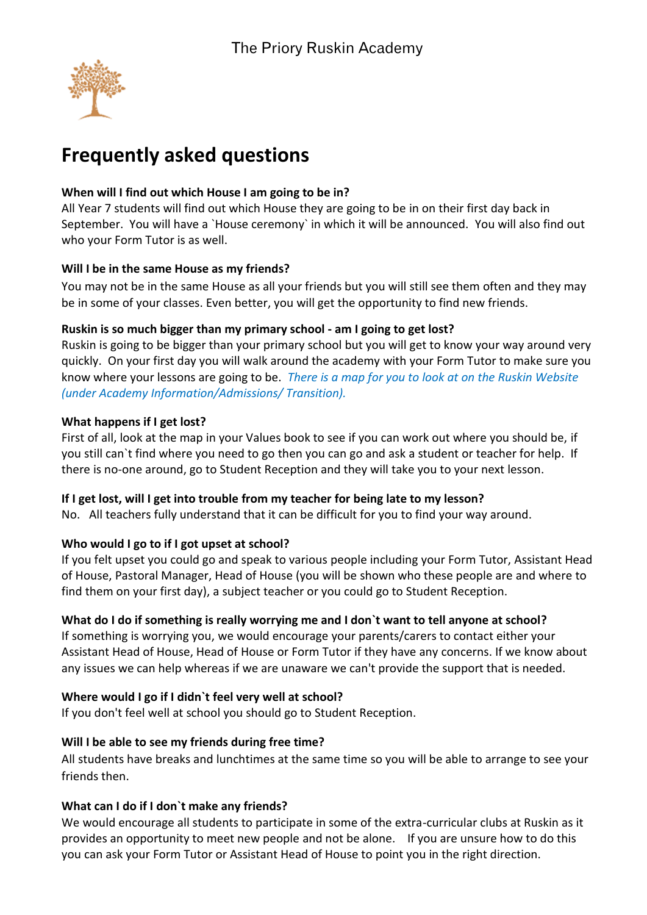The Priory Ruskin Academy

# Frequently asked questions

**When will I find out which House I am going to be in?**
All Year 7 students will find out which House they are going to be in on their first day back in September. You will have a `House ceremony` in which it will be announced. You will also find out who your Form Tutor is as well.

**Will I be in the same House as my friends?**
You may not be in the same House as all your friends but you will still see them often and they may be in some of your classes. Even better, you will get the opportunity to find new friends.

**Ruskin is so much bigger than my primary school - am I going to get lost?**
Ruskin is going to be bigger than your primary school but you will get to know your way around very quickly. On your first day you will walk around the academy with your Form Tutor to make sure you know where your lessons are going to be. *There is a map for you to look at on the Ruskin Website (under Academy Information/Admissions/ Transition).*

**What happens if I get lost?**
First of all, look at the map in your Values book to see if you can work out where you should be, if you still can`t find where you need to go then you can go and ask a student or teacher for help. If there is no-one around, go to Student Reception and they will take you to your next lesson.

**If I get lost, will I get into trouble from my teacher for being late to my lesson?**
No. All teachers fully understand that it can be difficult for you to find your way around.

**Who would I go to if I got upset at school?**
If you felt upset you could go and speak to various people including your Form Tutor, Assistant Head of House, Pastoral Manager, Head of House (you will be shown who these people are and where to find them on your first day), a subject teacher or you could go to Student Reception.

**What do I do if something is really worrying me and I don`t want to tell anyone at school?**
If something is worrying you, we would encourage your parents/carers to contact either your Assistant Head of House, Head of House or Form Tutor if they have any concerns. If we know about any issues we can help whereas if we are unaware we can't provide the support that is needed.

**Where would I go if I didn`t feel very well at school?**
If you don't feel well at school you should go to Student Reception.

**Will I be able to see my friends during free time?**
All students have breaks and lunchtimes at the same time so you will be able to arrange to see your friends then.

**What can I do if I don`t make any friends?**
We would encourage all students to participate in some of the extra-curricular clubs at Ruskin as it provides an opportunity to meet new people and not be alone. If you are unsure how to do this you can ask your Form Tutor or Assistant Head of House to point you in the right direction.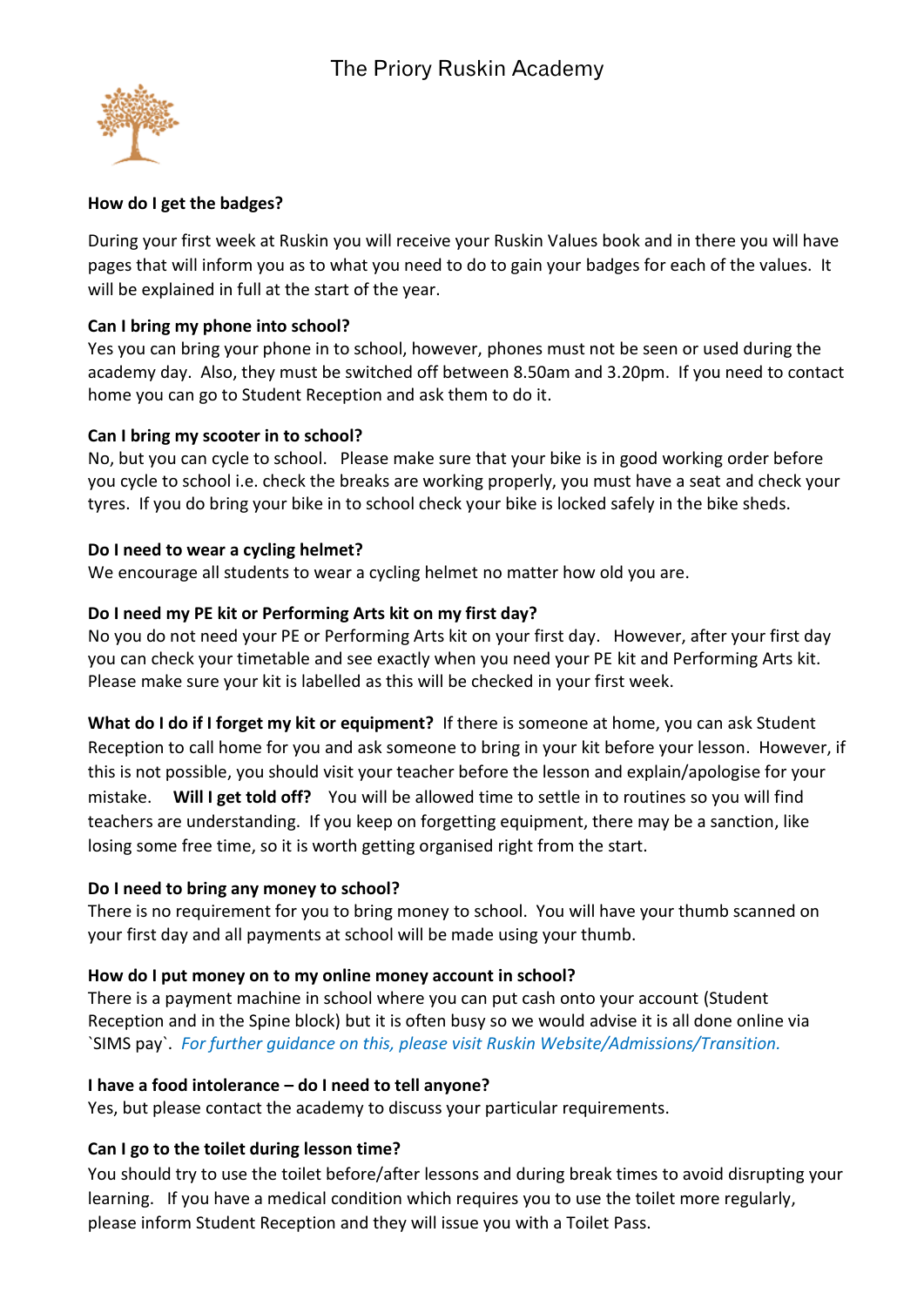**How do I get the badges?**

During your first week at Ruskin you will receive your Ruskin Values book and in there you will have pages that will inform you as to what you need to do to gain your badges for each of the values. It will be explained in full at the start of the year.

**Can I bring my phone into school?**

Yes you can bring your phone in to school, however, phones must not be seen or used during the academy day. Also, they must be switched off between 8.50am and 3.20pm. If you need to contact home you can go to Student Reception and ask them to do it.

**Can I bring my scooter in to school?**

No, but you can cycle to school. Please make sure that your bike is in good working order before you cycle to school i.e. check the breaks are working properly, you must have a seat and check your tyres. If you do bring your bike in to school check your bike is locked safely in the bike sheds.

**Do I need to wear a cycling helmet?**

We encourage all students to wear a cycling helmet no matter how old you are.

**Do I need my PE kit or Performing Arts kit on my first day?**

No you do not need your PE or Performing Arts kit on your first day. However, after your first day you can check your timetable and see exactly when you need your PE kit and Performing Arts kit. Please make sure your kit is labelled as this will be checked in your first week.

**What do I do if I forget my kit or equipment?** If there is someone at home, you can ask Student Reception to call home for you and ask someone to bring in your kit before your lesson. However, if this is not possible, you should visit your teacher before the lesson and explain/apologise for your mistake. **Will I get told off?** You will be allowed time to settle in to routines so you will find teachers are understanding. If you keep on forgetting equipment, there may be a sanction, like losing some free time, so it is worth getting organised right from the start.

**Do I need to bring any money to school?**

There is no requirement for you to bring money to school. You will have your thumb scanned on your first day and all payments at school will be made using your thumb.

**How do I put money on to my online money account in school?**

There is a payment machine in school where you can put cash onto your account (Student Reception and in the Spine block) but it is often busy so we would advise it is all done online via `SIMS pay`. *For further guidance on this, please visit Ruskin Website/Admissions/Transition.*

**I have a food intolerance – do I need to tell anyone?**

Yes, but please contact the academy to discuss your particular requirements.

**Can I go to the toilet during lesson time?**

You should try to use the toilet before/after lessons and during break times to avoid disrupting your learning. If you have a medical condition which requires you to use the toilet more regularly, please inform Student Reception and they will issue you with a Toilet Pass.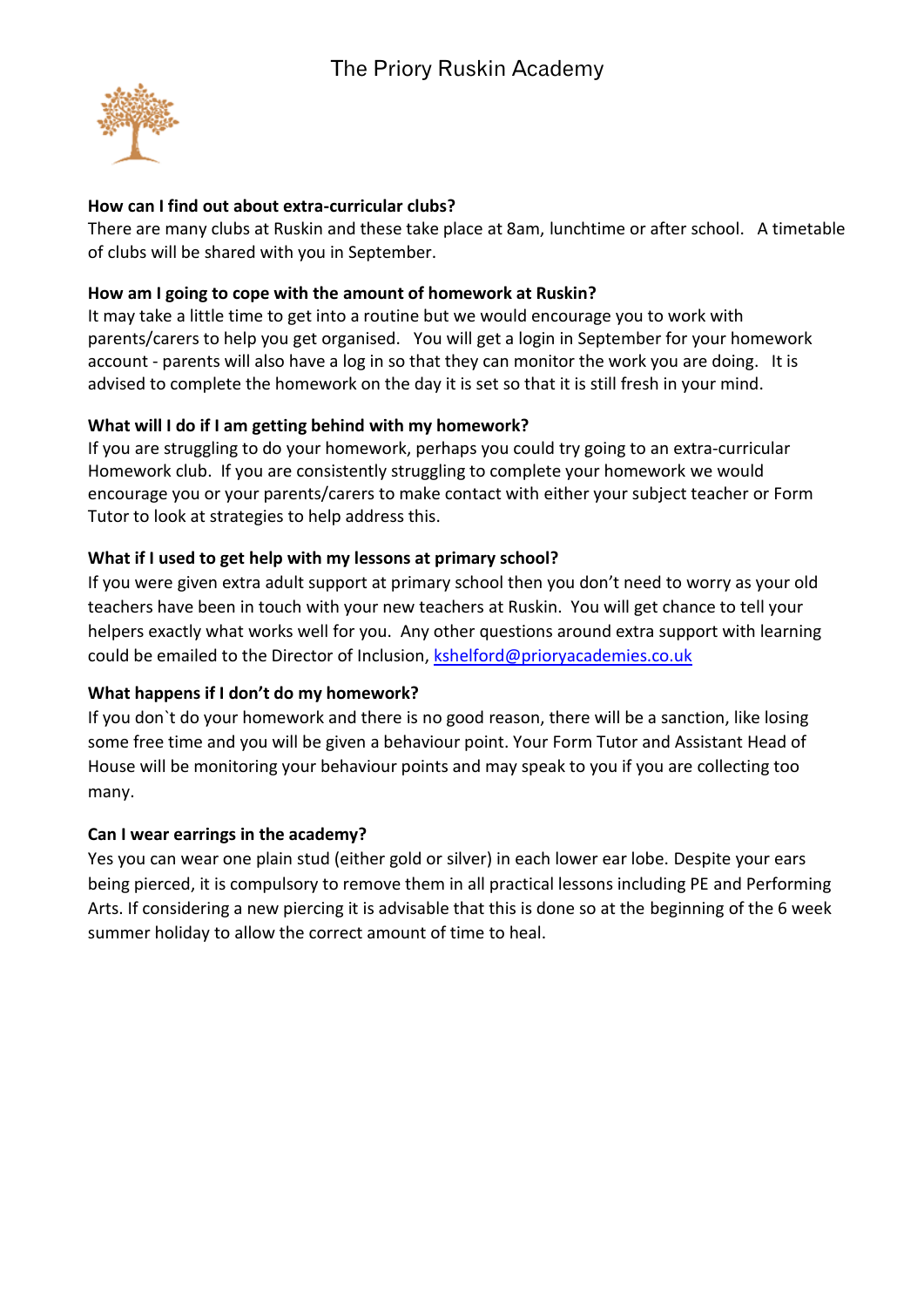**How can I find out about extra-curricular clubs?**

There are many clubs at Ruskin and these take place at 8am, lunchtime or after school. A timetable of clubs will be shared with you in September.

**How am I going to cope with the amount of homework at Ruskin?**

It may take a little time to get into a routine but we would encourage you to work with parents/carers to help you get organised. You will get a login in September for your homework account - parents will also have a log in so that they can monitor the work you are doing. It is advised to complete the homework on the day it is set so that it is still fresh in your mind.

**What will I do if I am getting behind with my homework?**

If you are struggling to do your homework, perhaps you could try going to an extra-curricular Homework club. If you are consistently struggling to complete your homework we would encourage you or your parents/carers to make contact with either your subject teacher or Form Tutor to look at strategies to help address this.

**What if I used to get help with my lessons at primary school?**

If you were given extra adult support at primary school then you don't need to worry as your old teachers have been in touch with your new teachers at Ruskin. You will get chance to tell your helpers exactly what works well for you. Any other questions around extra support with learning could be emailed to the Director of Inclusion, kshelford@prioryacademies.co.uk

**What happens if I don't do my homework?**

If you don`t do your homework and there is no good reason, there will be a sanction, like losing some free time and you will be given a behaviour point. Your Form Tutor and Assistant Head of House will be monitoring your behaviour points and may speak to you if you are collecting too many.

**Can I wear earrings in the academy?**

Yes you can wear one plain stud (either gold or silver) in each lower ear lobe. Despite your ears being pierced, it is compulsory to remove them in all practical lessons including PE and Performing Arts. If considering a new piercing it is advisable that this is done so at the beginning of the 6 week summer holiday to allow the correct amount of time to heal.